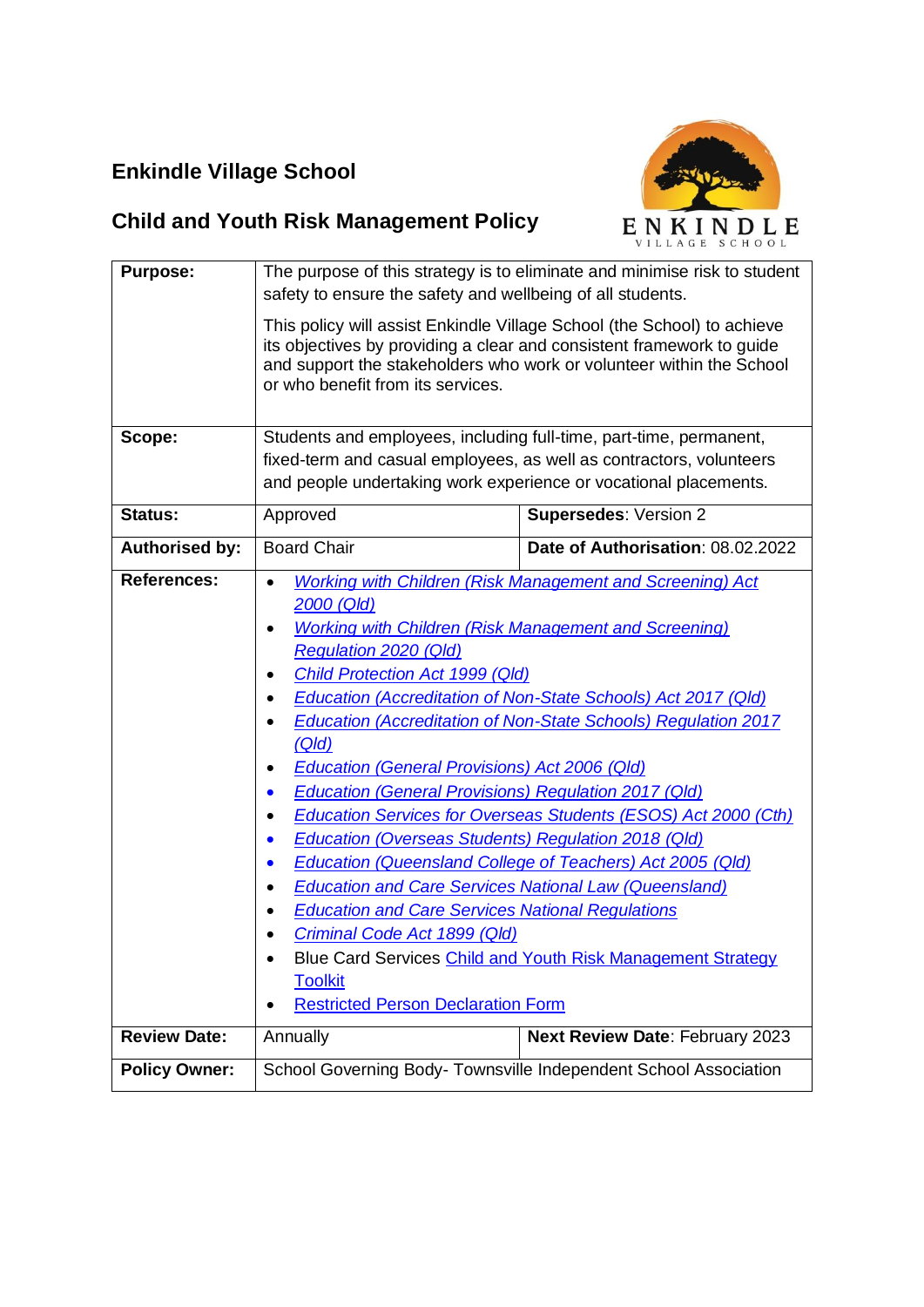# Enkindle Village School

## Child and Youth Risk Management Policy

| | | |
|---|---|---|
| **Purpose:** | The purpose of this strategy is to eliminate and minimise risk to student safety to ensure the safety and wellbeing of all students.<br><br>This policy will assist Enkindle Village School (the School) to achieve its objectives by providing a clear and consistent framework to guide and support the stakeholders who work or volunteer within the School or who benefit from its services. | |
| **Scope:** | Students and employees, including full-time, part-time, permanent, fixed-term and casual employees, as well as contractors, volunteers and people undertaking work experience or vocational placements. | |
| **Status:** | Approved | **Supersedes**: Version 2 |
| **Authorised by:** | Board Chair | **Date of Authorisation**: 08.02.2022 |
| **References:** | • *Working with Children (Risk Management and Screening) Act 2000 (Qld)*<br>• *Working with Children (Risk Management and Screening) Regulation 2020 (Qld)*<br>• *Child Protection Act 1999 (Qld)*<br>• *Education (Accreditation of Non-State Schools) Act 2017 (Qld)*<br>• *Education (Accreditation of Non-State Schools) Regulation 2017 (Qld)*<br>• *Education (General Provisions) Act 2006 (Qld)*<br>• *Education (General Provisions) Regulation 2017 (Qld)*<br>• *Education Services for Overseas Students (ESOS) Act 2000 (Cth)*<br>• *Education (Overseas Students) Regulation 2018 (Qld)*<br>• *Education (Queensland College of Teachers) Act 2005 (Qld)*<br>• *Education and Care Services National Law (Queensland)*<br>• *Education and Care Services National Regulations*<br>• *Criminal Code Act 1899 (Qld)*<br>• Blue Card Services Child and Youth Risk Management Strategy Toolkit<br>• Restricted Person Declaration Form | |
| **Review Date:** | Annually | **Next Review Date**: February 2023 |
| **Policy Owner:** | School Governing Body- Townsville Independent School Association | |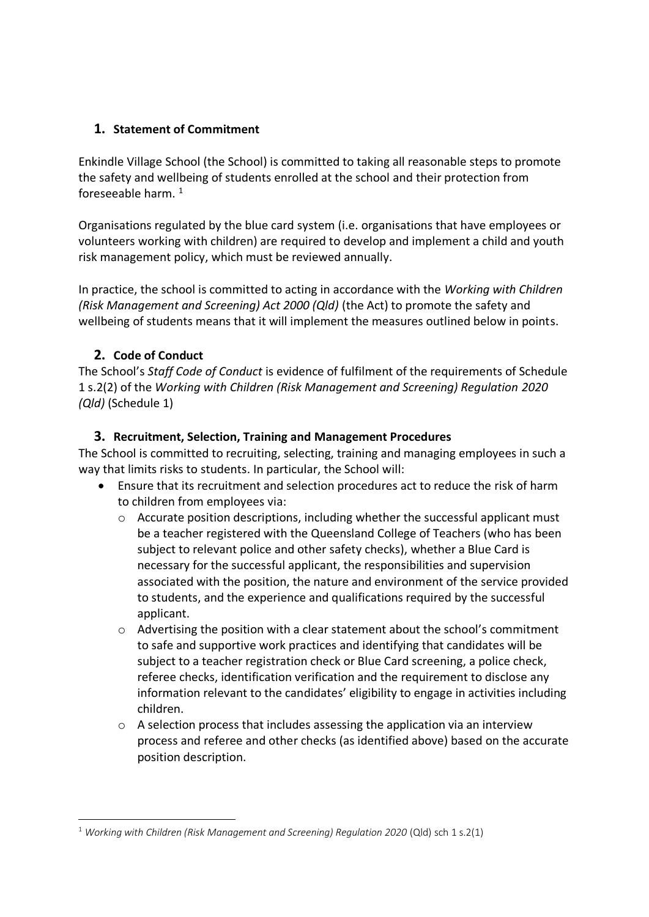## 1. Statement of Commitment

Enkindle Village School (the School) is committed to taking all reasonable steps to promote the safety and wellbeing of students enrolled at the school and their protection from foreseeable harm. [1]

Organisations regulated by the blue card system (i.e. organisations that have employees or volunteers working with children) are required to develop and implement a child and youth risk management policy, which must be reviewed annually.

In practice, the school is committed to acting in accordance with the *Working with Children (Risk Management and Screening) Act 2000 (Qld)* (the Act) to promote the safety and wellbeing of students means that it will implement the measures outlined below in points.

## 2. Code of Conduct

The School's *Staff Code of Conduct* is evidence of fulfilment of the requirements of Schedule 1 s.2(2) of the *Working with Children (Risk Management and Screening) Regulation 2020 (Qld)* (Schedule 1)

## 3. Recruitment, Selection, Training and Management Procedures

The School is committed to recruiting, selecting, training and managing employees in such a way that limits risks to students. In particular, the School will:

- Ensure that its recruitment and selection procedures act to reduce the risk of harm to children from employees via:
  - Accurate position descriptions, including whether the successful applicant must be a teacher registered with the Queensland College of Teachers (who has been subject to relevant police and other safety checks), whether a Blue Card is necessary for the successful applicant, the responsibilities and supervision associated with the position, the nature and environment of the service provided to students, and the experience and qualifications required by the successful applicant.
  - Advertising the position with a clear statement about the school's commitment to safe and supportive work practices and identifying that candidates will be subject to a teacher registration check or Blue Card screening, a police check, referee checks, identification verification and the requirement to disclose any information relevant to the candidates' eligibility to engage in activities including children.
  - A selection process that includes assessing the application via an interview process and referee and other checks (as identified above) based on the accurate position description.

[1] *Working with Children (Risk Management and Screening) Regulation 2020* (Qld) sch 1 s.2(1)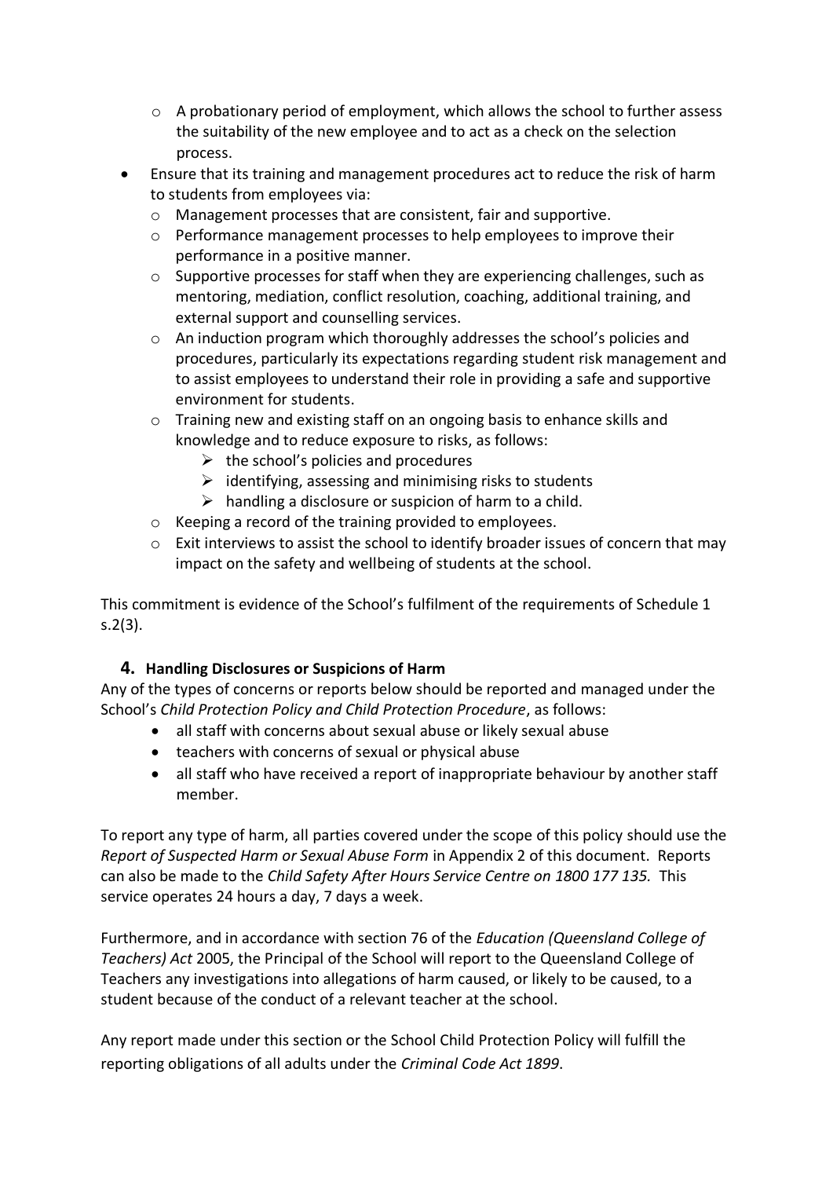- A probationary period of employment, which allows the school to further assess the suitability of the new employee and to act as a check on the selection process.
- Ensure that its training and management procedures act to reduce the risk of harm to students from employees via:
  - Management processes that are consistent, fair and supportive.
  - Performance management processes to help employees to improve their performance in a positive manner.
  - Supportive processes for staff when they are experiencing challenges, such as mentoring, mediation, conflict resolution, coaching, additional training, and external support and counselling services.
  - An induction program which thoroughly addresses the school's policies and procedures, particularly its expectations regarding student risk management and to assist employees to understand their role in providing a safe and supportive environment for students.
  - Training new and existing staff on an ongoing basis to enhance skills and knowledge and to reduce exposure to risks, as follows:
    - the school's policies and procedures
    - identifying, assessing and minimising risks to students
    - handling a disclosure or suspicion of harm to a child.
  - Keeping a record of the training provided to employees.
  - Exit interviews to assist the school to identify broader issues of concern that may impact on the safety and wellbeing of students at the school.

This commitment is evidence of the School's fulfilment of the requirements of Schedule 1 s.2(3).

## 4. Handling Disclosures or Suspicions of Harm

Any of the types of concerns or reports below should be reported and managed under the School's *Child Protection Policy and Child Protection Procedure*, as follows:

- all staff with concerns about sexual abuse or likely sexual abuse
- teachers with concerns of sexual or physical abuse
- all staff who have received a report of inappropriate behaviour by another staff member.

To report any type of harm, all parties covered under the scope of this policy should use the *Report of Suspected Harm or Sexual Abuse Form* in Appendix 2 of this document. Reports can also be made to the *Child Safety After Hours Service Centre on 1800 177 135.* This service operates 24 hours a day, 7 days a week.

Furthermore, and in accordance with section 76 of the *Education (Queensland College of Teachers) Act* 2005, the Principal of the School will report to the Queensland College of Teachers any investigations into allegations of harm caused, or likely to be caused, to a student because of the conduct of a relevant teacher at the school.

Any report made under this section or the School Child Protection Policy will fulfill the reporting obligations of all adults under the *Criminal Code Act 1899*.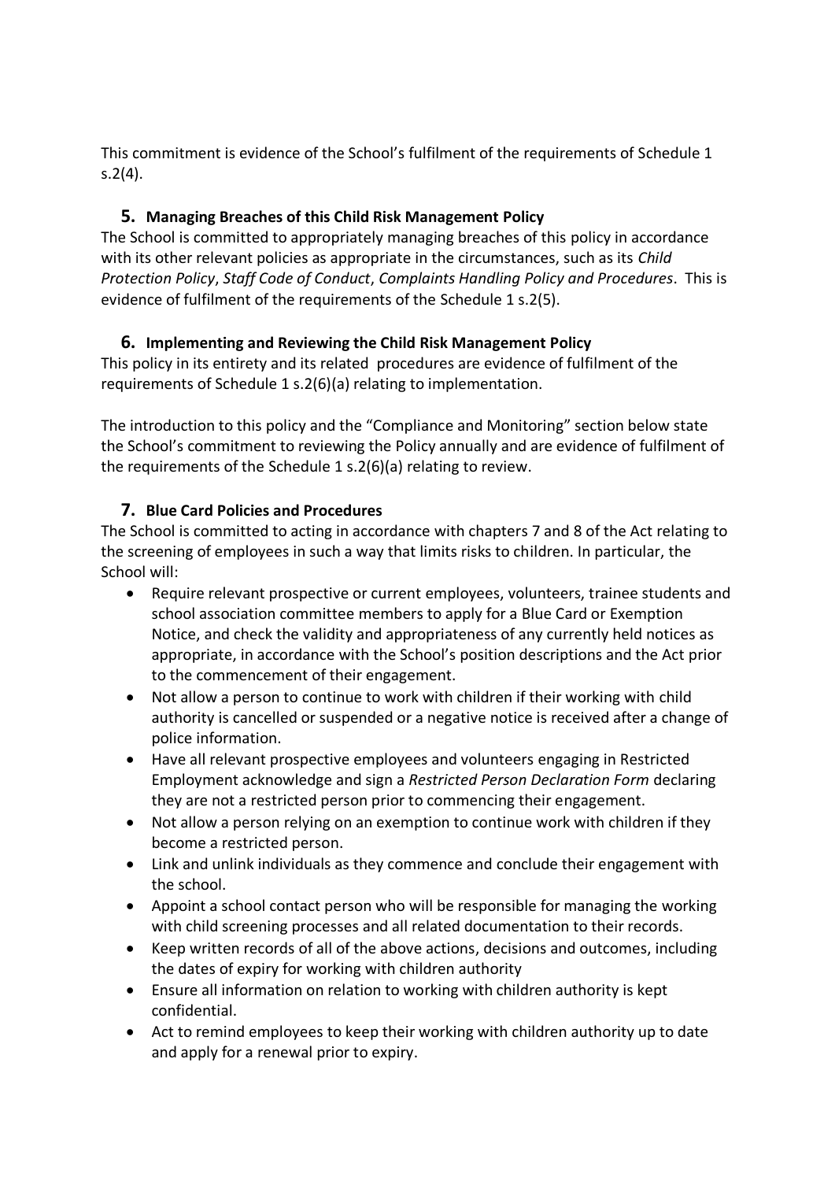This commitment is evidence of the School's fulfilment of the requirements of Schedule 1 s.2(4).

## 5. Managing Breaches of this Child Risk Management Policy

The School is committed to appropriately managing breaches of this policy in accordance with its other relevant policies as appropriate in the circumstances, such as its *Child Protection Policy*, *Staff Code of Conduct*, *Complaints Handling Policy and Procedures*. This is evidence of fulfilment of the requirements of the Schedule 1 s.2(5).

## 6. Implementing and Reviewing the Child Risk Management Policy

This policy in its entirety and its related procedures are evidence of fulfilment of the requirements of Schedule 1 s.2(6)(a) relating to implementation.

The introduction to this policy and the "Compliance and Monitoring" section below state the School's commitment to reviewing the Policy annually and are evidence of fulfilment of the requirements of the Schedule 1 s.2(6)(a) relating to review.

## 7. Blue Card Policies and Procedures

The School is committed to acting in accordance with chapters 7 and 8 of the Act relating to the screening of employees in such a way that limits risks to children. In particular, the School will:

- Require relevant prospective or current employees, volunteers, trainee students and school association committee members to apply for a Blue Card or Exemption Notice, and check the validity and appropriateness of any currently held notices as appropriate, in accordance with the School's position descriptions and the Act prior to the commencement of their engagement.
- Not allow a person to continue to work with children if their working with child authority is cancelled or suspended or a negative notice is received after a change of police information.
- Have all relevant prospective employees and volunteers engaging in Restricted Employment acknowledge and sign a *Restricted Person Declaration Form* declaring they are not a restricted person prior to commencing their engagement.
- Not allow a person relying on an exemption to continue work with children if they become a restricted person.
- Link and unlink individuals as they commence and conclude their engagement with the school.
- Appoint a school contact person who will be responsible for managing the working with child screening processes and all related documentation to their records.
- Keep written records of all of the above actions, decisions and outcomes, including the dates of expiry for working with children authority
- Ensure all information on relation to working with children authority is kept confidential.
- Act to remind employees to keep their working with children authority up to date and apply for a renewal prior to expiry.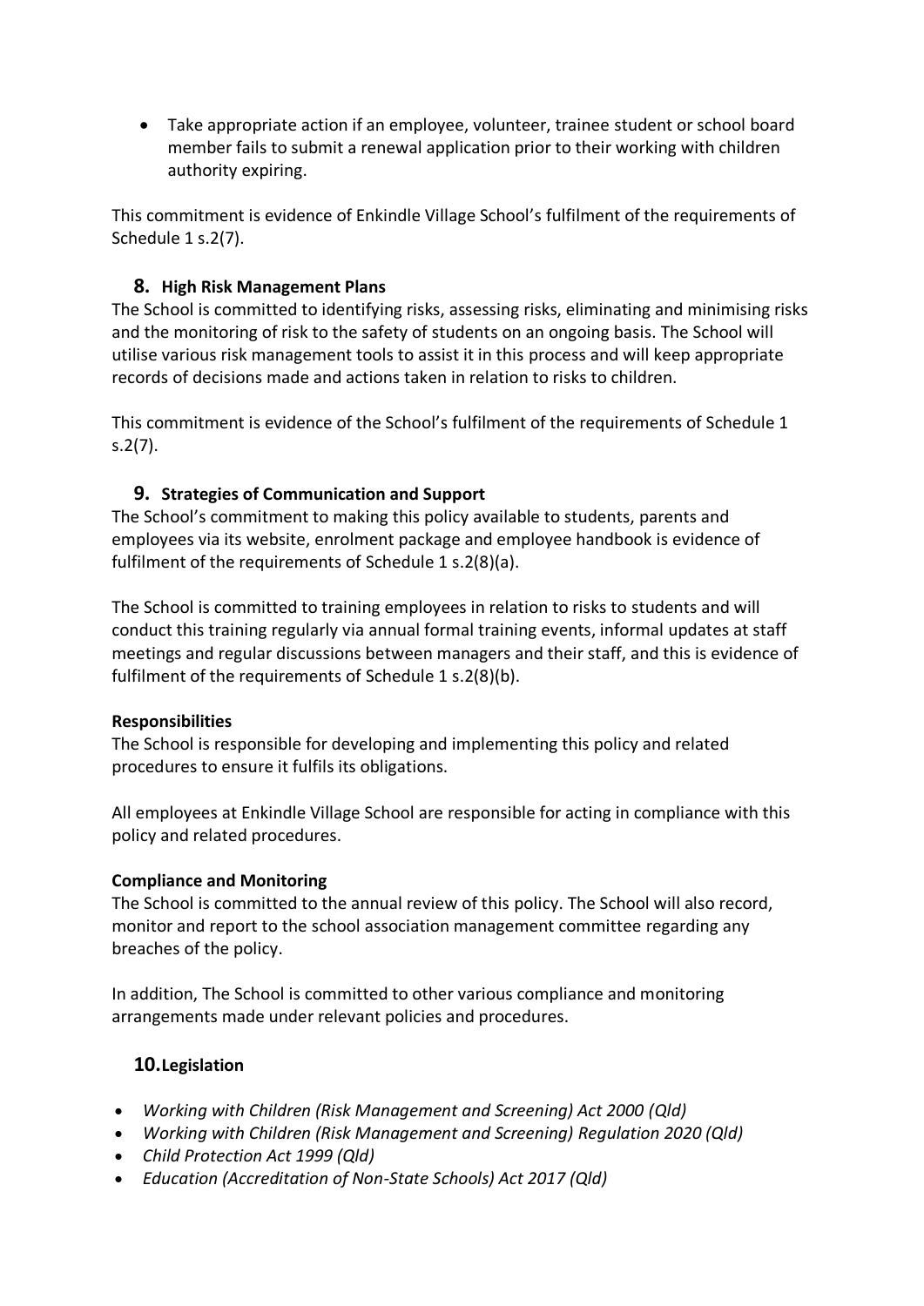- Take appropriate action if an employee, volunteer, trainee student or school board member fails to submit a renewal application prior to their working with children authority expiring.

This commitment is evidence of Enkindle Village School's fulfilment of the requirements of Schedule 1 s.2(7).

## 8. High Risk Management Plans

The School is committed to identifying risks, assessing risks, eliminating and minimising risks and the monitoring of risk to the safety of students on an ongoing basis. The School will utilise various risk management tools to assist it in this process and will keep appropriate records of decisions made and actions taken in relation to risks to children.

This commitment is evidence of the School's fulfilment of the requirements of Schedule 1 s.2(7).

## 9. Strategies of Communication and Support

The School's commitment to making this policy available to students, parents and employees via its website, enrolment package and employee handbook is evidence of fulfilment of the requirements of Schedule 1 s.2(8)(a).

The School is committed to training employees in relation to risks to students and will conduct this training regularly via annual formal training events, informal updates at staff meetings and regular discussions between managers and their staff, and this is evidence of fulfilment of the requirements of Schedule 1 s.2(8)(b).

**Responsibilities**

The School is responsible for developing and implementing this policy and related procedures to ensure it fulfils its obligations.

All employees at Enkindle Village School are responsible for acting in compliance with this policy and related procedures.

**Compliance and Monitoring**

The School is committed to the annual review of this policy. The School will also record, monitor and report to the school association management committee regarding any breaches of the policy.

In addition, The School is committed to other various compliance and monitoring arrangements made under relevant policies and procedures.

## 10. Legislation

- *Working with Children (Risk Management and Screening) Act 2000 (Qld)*
- *Working with Children (Risk Management and Screening) Regulation 2020 (Qld)*
- *Child Protection Act 1999 (Qld)*
- *Education (Accreditation of Non-State Schools) Act 2017 (Qld)*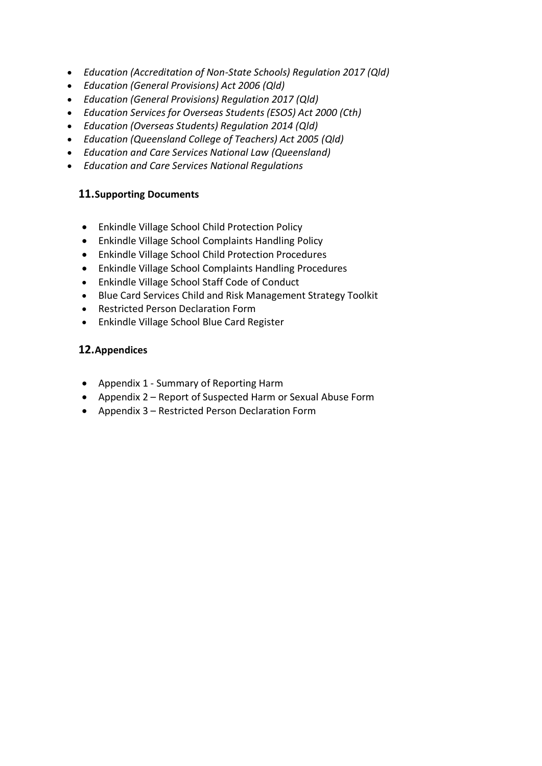- *Education (Accreditation of Non-State Schools) Regulation 2017 (Qld)*
- *Education (General Provisions) Act 2006 (Qld)*
- *Education (General Provisions) Regulation 2017 (Qld)*
- *Education Services for Overseas Students (ESOS) Act 2000 (Cth)*
- *Education (Overseas Students) Regulation 2014 (Qld)*
- *Education (Queensland College of Teachers) Act 2005 (Qld)*
- *Education and Care Services National Law (Queensland)*
- *Education and Care Services National Regulations*

## 11. Supporting Documents

- Enkindle Village School Child Protection Policy
- Enkindle Village School Complaints Handling Policy
- Enkindle Village School Child Protection Procedures
- Enkindle Village School Complaints Handling Procedures
- Enkindle Village School Staff Code of Conduct
- Blue Card Services Child and Risk Management Strategy Toolkit
- Restricted Person Declaration Form
- Enkindle Village School Blue Card Register

## 12. Appendices

- Appendix 1 - Summary of Reporting Harm
- Appendix 2 – Report of Suspected Harm or Sexual Abuse Form
- Appendix 3 – Restricted Person Declaration Form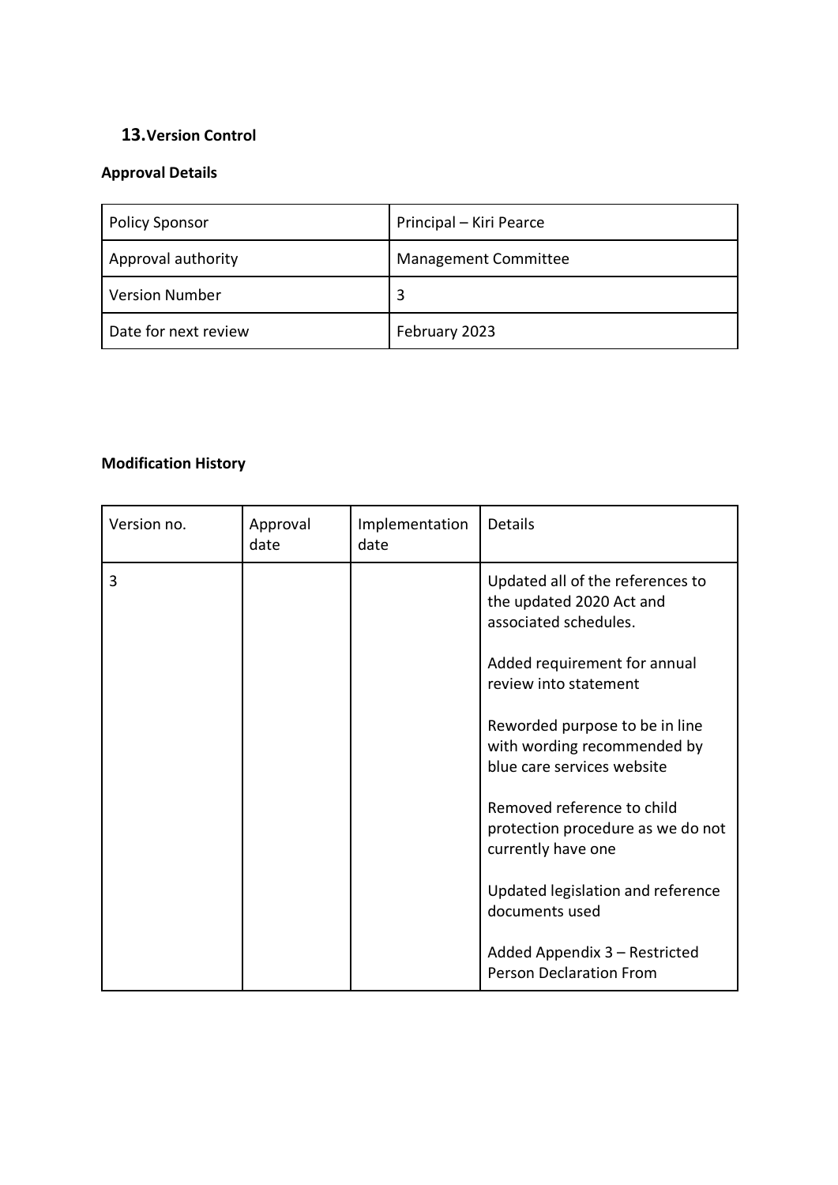## 13. Version Control

### Approval Details

| Policy Sponsor | Principal – Kiri Pearce |
|---|---|
| Approval authority | Management Committee |
| Version Number | 3 |
| Date for next review | February 2023 |

### Modification History

| Version no. | Approval date | Implementation date | Details |
|---|---|---|---|
| 3 | | | Updated all of the references to the updated 2020 Act and associated schedules.<br><br>Added requirement for annual review into statement<br><br>Reworded purpose to be in line with wording recommended by blue care services website<br><br>Removed reference to child protection procedure as we do not currently have one<br><br>Updated legislation and reference documents used<br><br>Added Appendix 3 – Restricted Person Declaration From |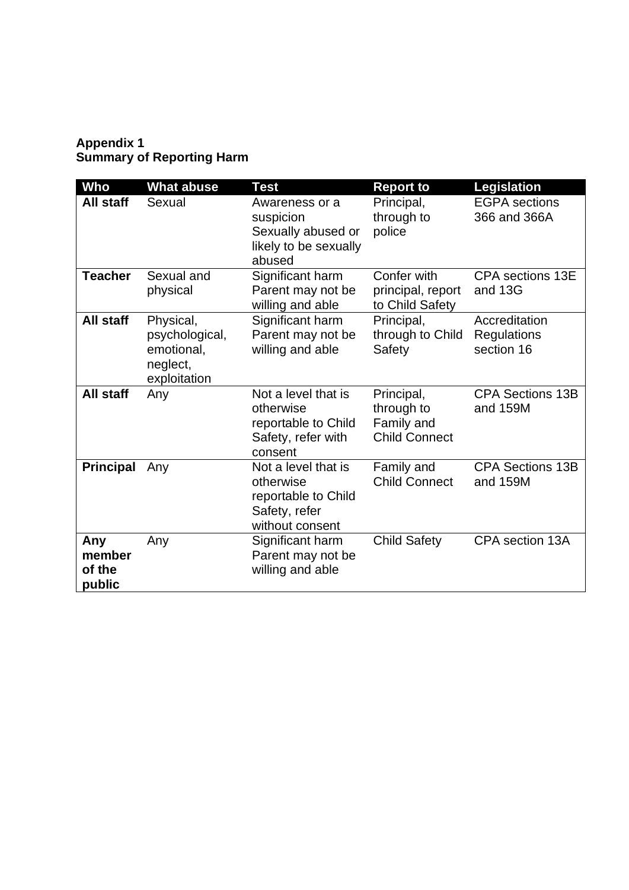**Appendix 1**
**Summary of Reporting Harm**

| Who | What abuse | Test | Report to | Legislation |
|---|---|---|---|---|
| **All staff** | Sexual | Awareness or a suspicion Sexually abused or likely to be sexually abused | Principal, through to police | EGPA sections 366 and 366A |
| **Teacher** | Sexual and physical | Significant harm Parent may not be willing and able | Confer with principal, report to Child Safety | CPA sections 13E and 13G |
| **All staff** | Physical, psychological, emotional, neglect, exploitation | Significant harm Parent may not be willing and able | Principal, through to Child Safety | Accreditation Regulations section 16 |
| **All staff** | Any | Not a level that is otherwise reportable to Child Safety, refer with consent | Principal, through to Family and Child Connect | CPA Sections 13B and 159M |
| **Principal** | Any | Not a level that is otherwise reportable to Child Safety, refer without consent | Family and Child Connect | CPA Sections 13B and 159M |
| **Any member of the public** | Any | Significant harm Parent may not be willing and able | Child Safety | CPA section 13A |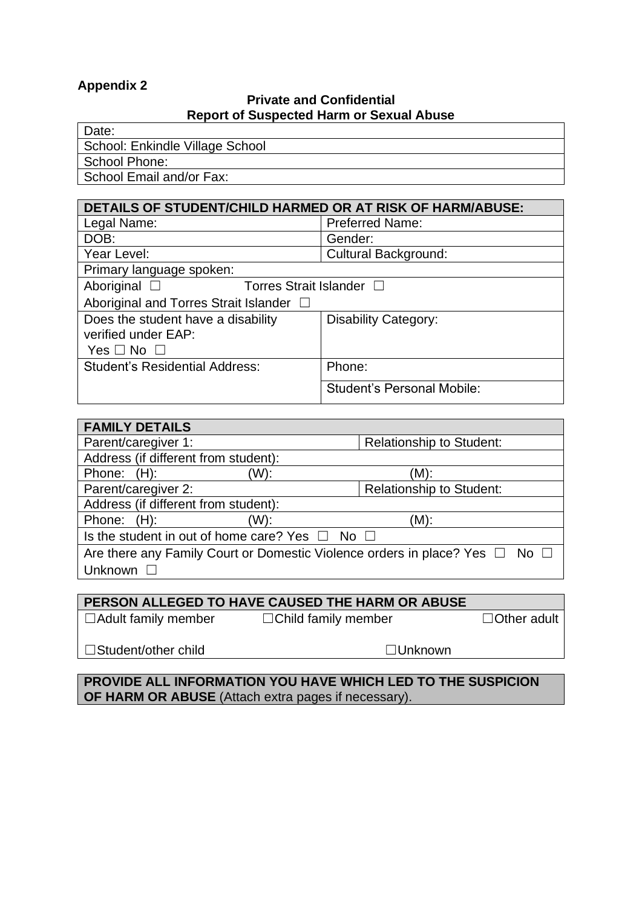**Appendix 2**

**Private and Confidential**
**Report of Suspected Harm or Sexual Abuse**

| Date: |
|---|
| School: Enkindle Village School |
| School Phone: |
| School Email and/or Fax: |

| DETAILS OF STUDENT/CHILD HARMED OR AT RISK OF HARM/ABUSE: | |
|---|---|
| Legal Name: | Preferred Name: |
| DOB: | Gender: |
| Year Level: | Cultural Background: |
| Primary language spoken: | |
| Aboriginal ☐ Torres Strait Islander ☐ | |
| Aboriginal and Torres Strait Islander ☐ | |
| Does the student have a disability verified under EAP: Yes ☐ No ☐ | Disability Category: |
| Student's Residential Address: | Phone: |
| | Student's Personal Mobile: |

| FAMILY DETAILS | | |
|---|---|---|
| Parent/caregiver 1: | | Relationship to Student: |
| Address (if different from student): | | |
| Phone: (H): | (W): | (M): |
| Parent/caregiver 2: | | Relationship to Student: |
| Address (if different from student): | | |
| Phone: (H): | (W): | (M): |
| Is the student in out of home care? Yes ☐ No ☐ | | |
| Are there any Family Court or Domestic Violence orders in place? Yes ☐ No ☐ Unknown ☐ | | |

| PERSON ALLEGED TO HAVE CAUSED THE HARM OR ABUSE | | |
|---|---|---|
| ☐Adult family member | ☐Child family member | ☐Other adult |
| ☐Student/other child | ☐Unknown | |

| **PROVIDE ALL INFORMATION YOU HAVE WHICH LED TO THE SUSPICION OF HARM OR ABUSE** (Attach extra pages if necessary). |
|---|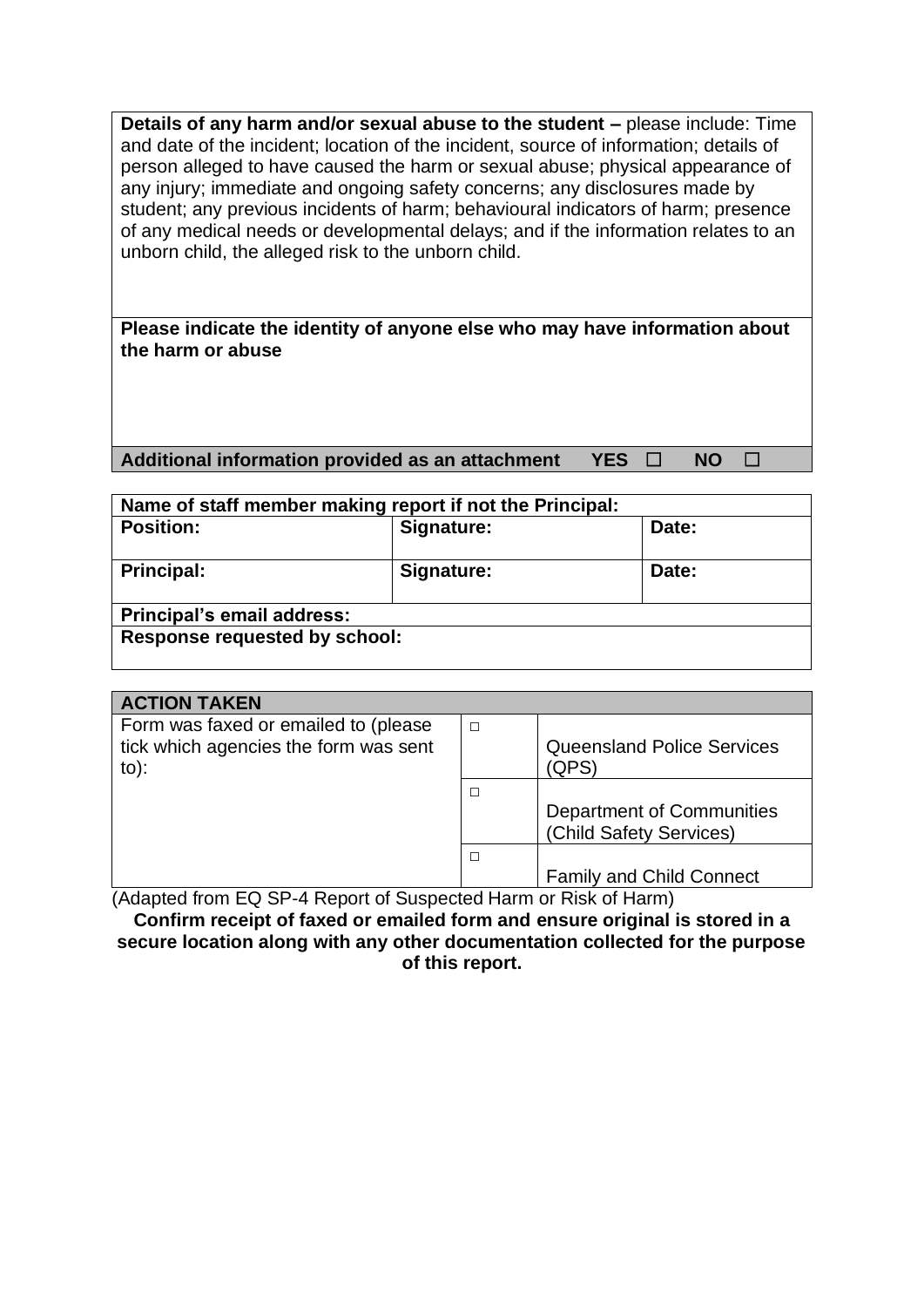| **Details of any harm and/or sexual abuse to the student –** please include: Time and date of the incident; location of the incident, source of information; details of person alleged to have caused the harm or sexual abuse; physical appearance of any injury; immediate and ongoing safety concerns; any disclosures made by student; any previous incidents of harm; behavioural indicators of harm; presence of any medical needs or developmental delays; and if the information relates to an unborn child, the alleged risk to the unborn child. |
|---|
| **Please indicate the identity of anyone else who may have information about the harm or abuse** |
| **Additional information provided as an attachment YES ☐ NO ☐** |

| **Name of staff member making report if not the Principal:** | | |
|---|---|---|
| **Position:** | **Signature:** | **Date:** |
| **Principal:** | **Signature:** | **Date:** |
| **Principal's email address:** | | |
| **Response requested by school:** | | |

| **ACTION TAKEN** | | |
|---|---|---|
| Form was faxed or emailed to (please tick which agencies the form was sent to): | ☐ | Queensland Police Services (QPS) |
| | ☐ | Department of Communities (Child Safety Services) |
| | ☐ | Family and Child Connect |

(Adapted from EQ SP-4 Report of Suspected Harm or Risk of Harm)

**Confirm receipt of faxed or emailed form and ensure original is stored in a secure location along with any other documentation collected for the purpose of this report.**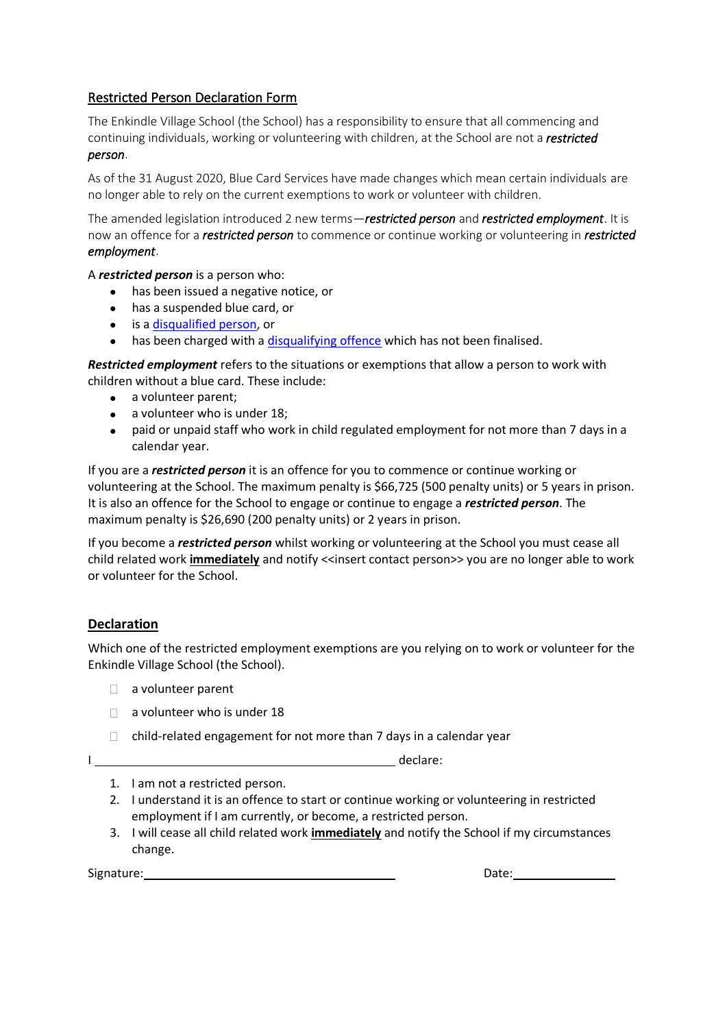## Restricted Person Declaration Form

The Enkindle Village School (the School) has a responsibility to ensure that all commencing and continuing individuals, working or volunteering with children, at the School are not a ***restricted person***.

As of the 31 August 2020, Blue Card Services have made changes which mean certain individuals are no longer able to rely on the current exemptions to work or volunteer with children.

The amended legislation introduced 2 new terms—***restricted person*** and ***restricted employment***. It is now an offence for a ***restricted person*** to commence or continue working or volunteering in ***restricted employment***.

A ***restricted person*** is a person who:

- has been issued a negative notice, or
- has a suspended blue card, or
- is a disqualified person, or
- has been charged with a disqualifying offence which has not been finalised.

***Restricted employment*** refers to the situations or exemptions that allow a person to work with children without a blue card. These include:

- a volunteer parent;
- a volunteer who is under 18;
- paid or unpaid staff who work in child regulated employment for not more than 7 days in a calendar year.

If you are a ***restricted person*** it is an offence for you to commence or continue working or volunteering at the School. The maximum penalty is $66,725 (500 penalty units) or 5 years in prison. It is also an offence for the School to engage or continue to engage a ***restricted person***. The maximum penalty is $26,690 (200 penalty units) or 2 years in prison.

If you become a ***restricted person*** whilst working or volunteering at the School you must cease all child related work **immediately** and notify <<insert contact person>> you are no longer able to work or volunteer for the School.

### Declaration

Which one of the restricted employment exemptions are you relying on to work or volunteer for the Enkindle Village School (the School).

- ☐ a volunteer parent
- ☐ a volunteer who is under 18
- ☐ child-related engagement for not more than 7 days in a calendar year

I ______________________________________________ declare:

1. I am not a restricted person.
2. I understand it is an offence to start or continue working or volunteering in restricted employment if I am currently, or become, a restricted person.
3. I will cease all child related work **immediately** and notify the School if my circumstances change.

Signature: ________________________________________ Date: ________________